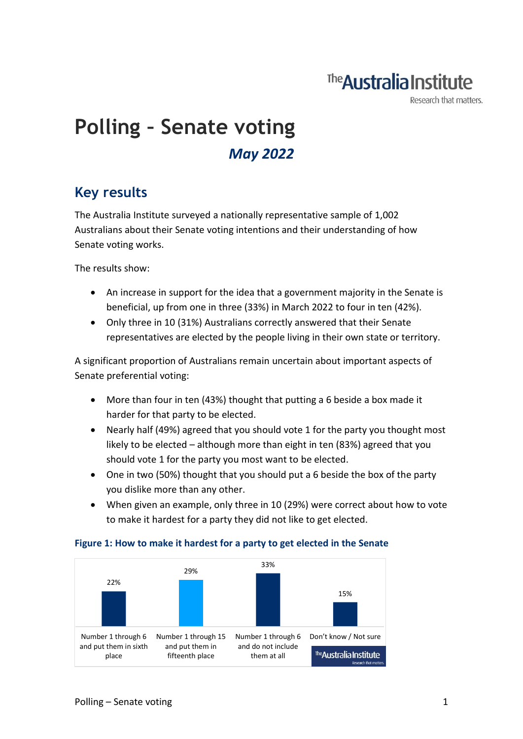The Australia Institute
Research that matters.

# Polling - Senate voting

## *May 2022*

## Key results

The Australia Institute surveyed a nationally representative sample of 1,002 Australians about their Senate voting intentions and their understanding of how Senate voting works.

The results show:

- An increase in support for the idea that a government majority in the Senate is beneficial, up from one in three (33%) in March 2022 to four in ten (42%).
- Only three in 10 (31%) Australians correctly answered that their Senate representatives are elected by the people living in their own state or territory.

A significant proportion of Australians remain uncertain about important aspects of Senate preferential voting:

- More than four in ten (43%) thought that putting a 6 beside a box made it harder for that party to be elected.
- Nearly half (49%) agreed that you should vote 1 for the party you thought most likely to be elected – although more than eight in ten (83%) agreed that you should vote 1 for the party you most want to be elected.
- One in two (50%) thought that you should put a 6 beside the box of the party you dislike more than any other.
- When given an example, only three in 10 (29%) were correct about how to vote to make it hardest for a party they did not like to get elected.

**Figure 1: How to make it hardest for a party to get elected in the Senate**

| Response | % |
|---|---|
| Number 1 through 6 and put them in sixth place | 22% |
| Number 1 through 15 and put them in fifteenth place | 29% |
| Number 1 through 6 and do not include them at all | 33% |
| Don't know / Not sure | 15% |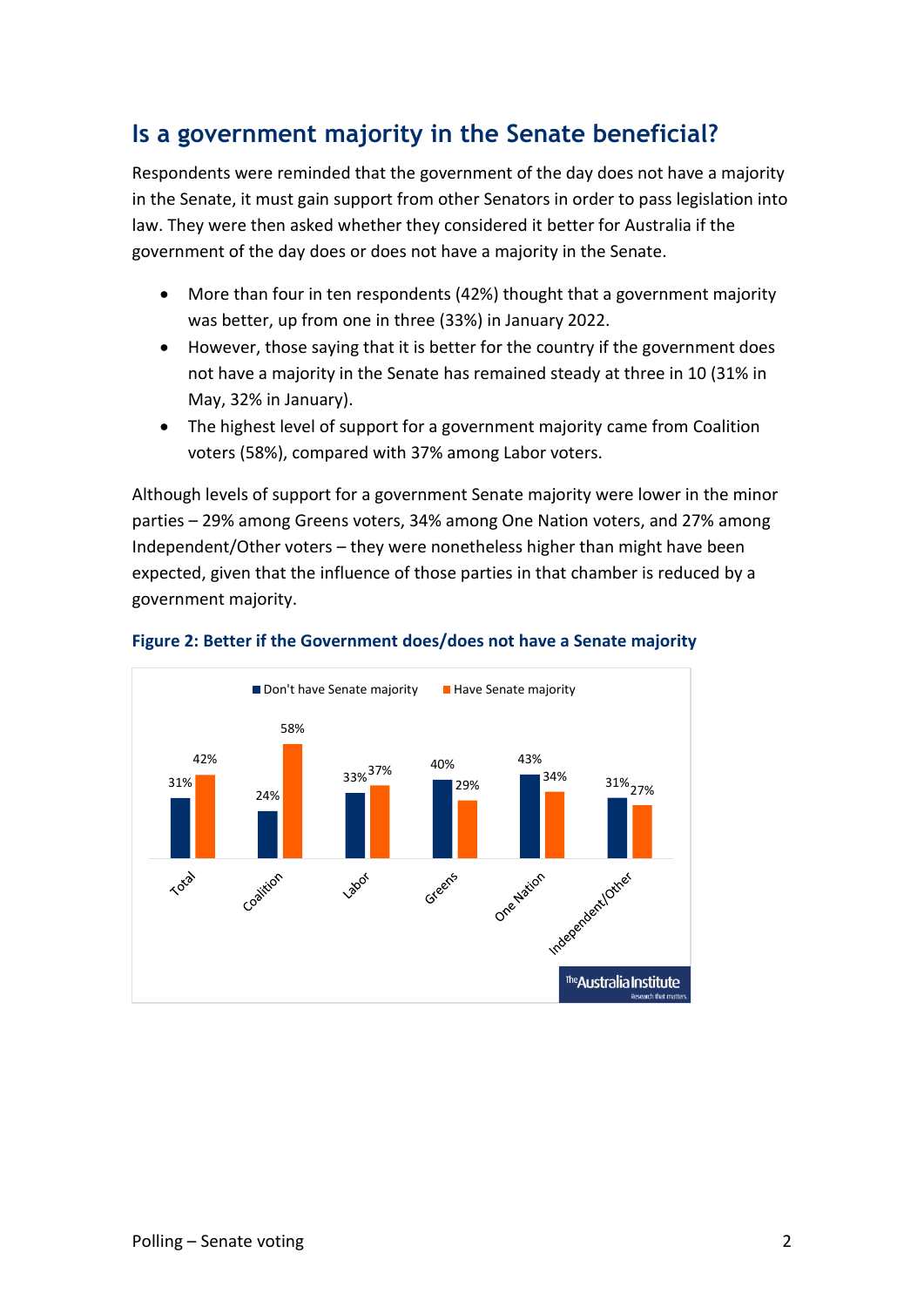## Is a government majority in the Senate beneficial?

Respondents were reminded that the government of the day does not have a majority in the Senate, it must gain support from other Senators in order to pass legislation into law. They were then asked whether they considered it better for Australia if the government of the day does or does not have a majority in the Senate.

- More than four in ten respondents (42%) thought that a government majority was better, up from one in three (33%) in January 2022.
- However, those saying that it is better for the country if the government does not have a majority in the Senate has remained steady at three in 10 (31% in May, 32% in January).
- The highest level of support for a government majority came from Coalition voters (58%), compared with 37% among Labor voters.

Although levels of support for a government Senate majority were lower in the minor parties – 29% among Greens voters, 34% among One Nation voters, and 27% among Independent/Other voters – they were nonetheless higher than might have been expected, given that the influence of those parties in that chamber is reduced by a government majority.

**Figure 2: Better if the Government does/does not have a Senate majority**

| | Don't have Senate majority | Have Senate majority |
|---|---|---|
| Total | 31% | 42% |
| Coalition | 24% | 58% |
| Labor | 33% | 37% |
| Greens | 40% | 29% |
| One Nation | 43% | 34% |
| Independent/Other | 31% | 27% |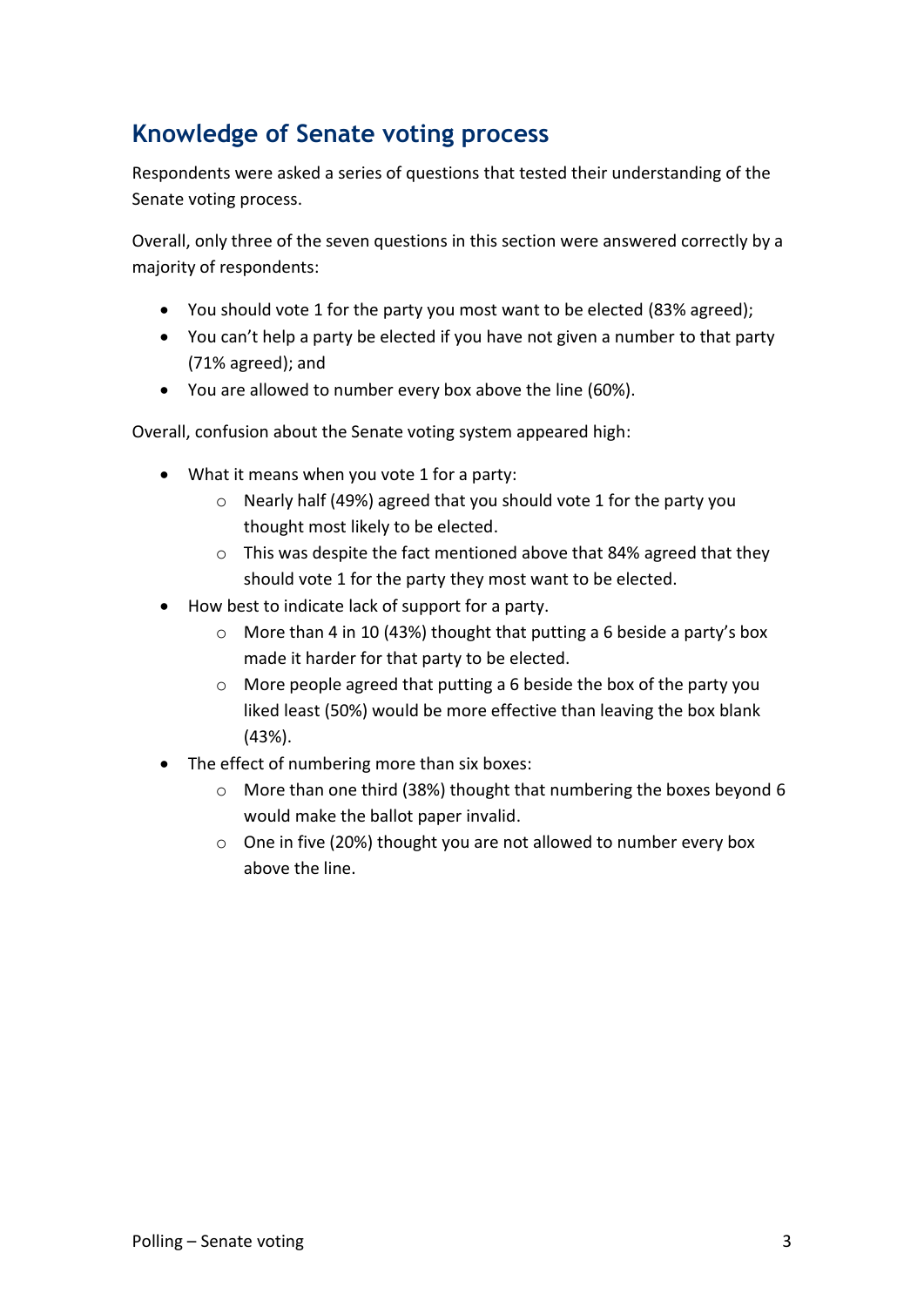## Knowledge of Senate voting process

Respondents were asked a series of questions that tested their understanding of the Senate voting process.

Overall, only three of the seven questions in this section were answered correctly by a majority of respondents:

- You should vote 1 for the party you most want to be elected (83% agreed);
- You can't help a party be elected if you have not given a number to that party (71% agreed); and
- You are allowed to number every box above the line (60%).

Overall, confusion about the Senate voting system appeared high:

- What it means when you vote 1 for a party:
  - Nearly half (49%) agreed that you should vote 1 for the party you thought most likely to be elected.
  - This was despite the fact mentioned above that 84% agreed that they should vote 1 for the party they most want to be elected.
- How best to indicate lack of support for a party.
  - More than 4 in 10 (43%) thought that putting a 6 beside a party's box made it harder for that party to be elected.
  - More people agreed that putting a 6 beside the box of the party you liked least (50%) would be more effective than leaving the box blank (43%).
- The effect of numbering more than six boxes:
  - More than one third (38%) thought that numbering the boxes beyond 6 would make the ballot paper invalid.
  - One in five (20%) thought you are not allowed to number every box above the line.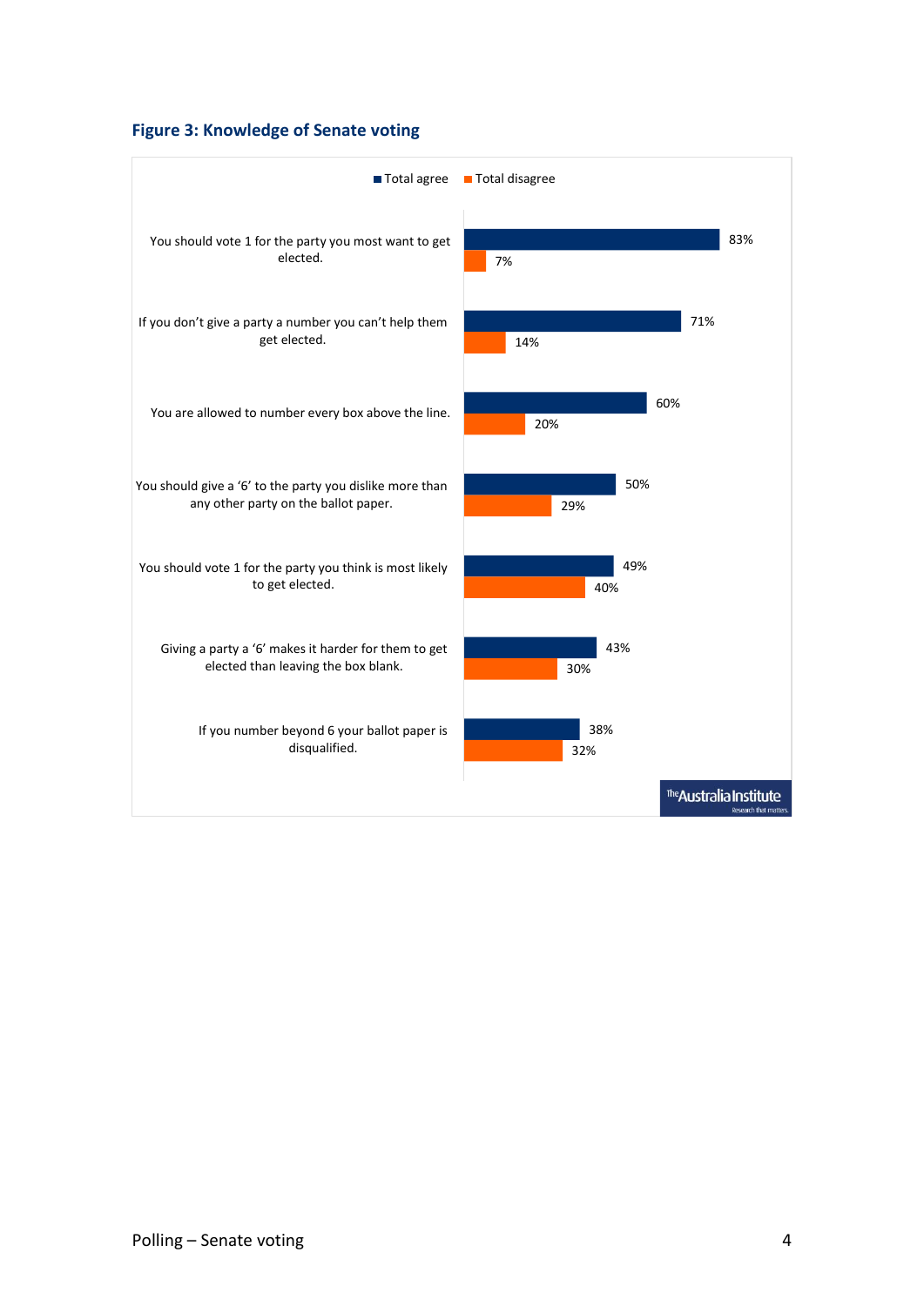### Figure 3: Knowledge of Senate voting

| Statement | Total agree | Total disagree |
|---|---|---|
| You should vote 1 for the party you most want to get elected. | 83% | 7% |
| If you don't give a party a number you can't help them get elected. | 71% | 14% |
| You are allowed to number every box above the line. | 60% | 20% |
| You should give a '6' to the party you dislike more than any other party on the ballot paper. | 50% | 29% |
| You should vote 1 for the party you think is most likely to get elected. | 49% | 40% |
| Giving a party a '6' makes it harder for them to get elected than leaving the box blank. | 43% | 30% |
| If you number beyond 6 your ballot paper is disqualified. | 38% | 32% |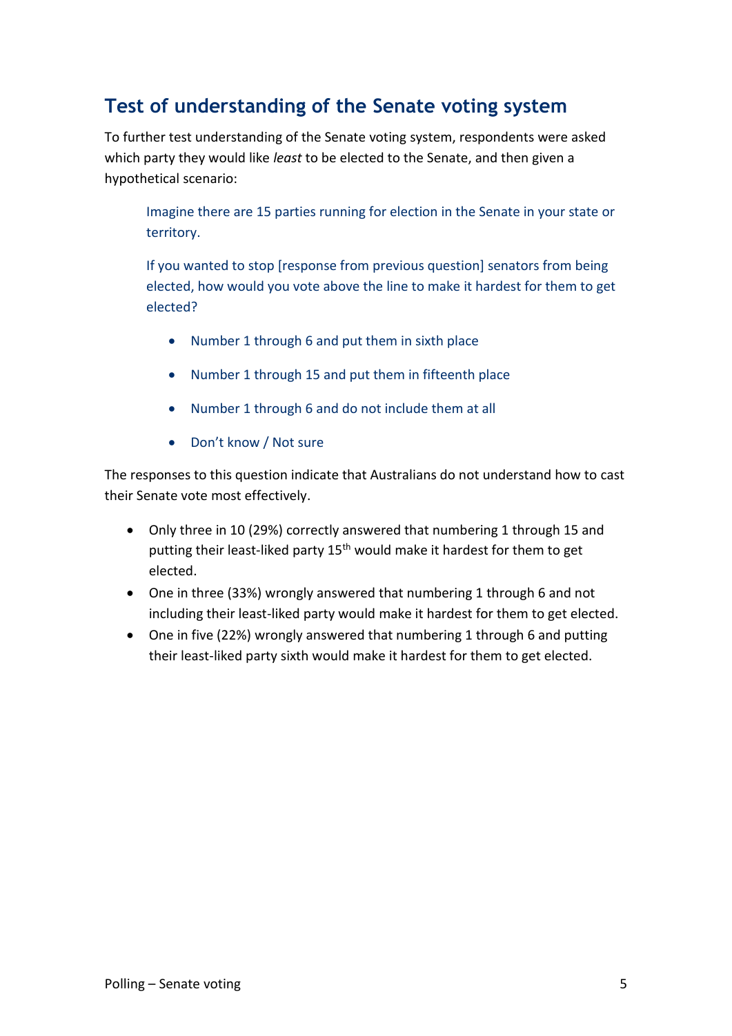## Test of understanding of the Senate voting system

To further test understanding of the Senate voting system, respondents were asked which party they would like *least* to be elected to the Senate, and then given a hypothetical scenario:

> Imagine there are 15 parties running for election in the Senate in your state or territory.
>
> If you wanted to stop [response from previous question] senators from being elected, how would you vote above the line to make it hardest for them to get elected?
>
> - Number 1 through 6 and put them in sixth place
> - Number 1 through 15 and put them in fifteenth place
> - Number 1 through 6 and do not include them at all
> - Don't know / Not sure

The responses to this question indicate that Australians do not understand how to cast their Senate vote most effectively.

- Only three in 10 (29%) correctly answered that numbering 1 through 15 and putting their least-liked party 15th would make it hardest for them to get elected.
- One in three (33%) wrongly answered that numbering 1 through 6 and not including their least-liked party would make it hardest for them to get elected.
- One in five (22%) wrongly answered that numbering 1 through 6 and putting their least-liked party sixth would make it hardest for them to get elected.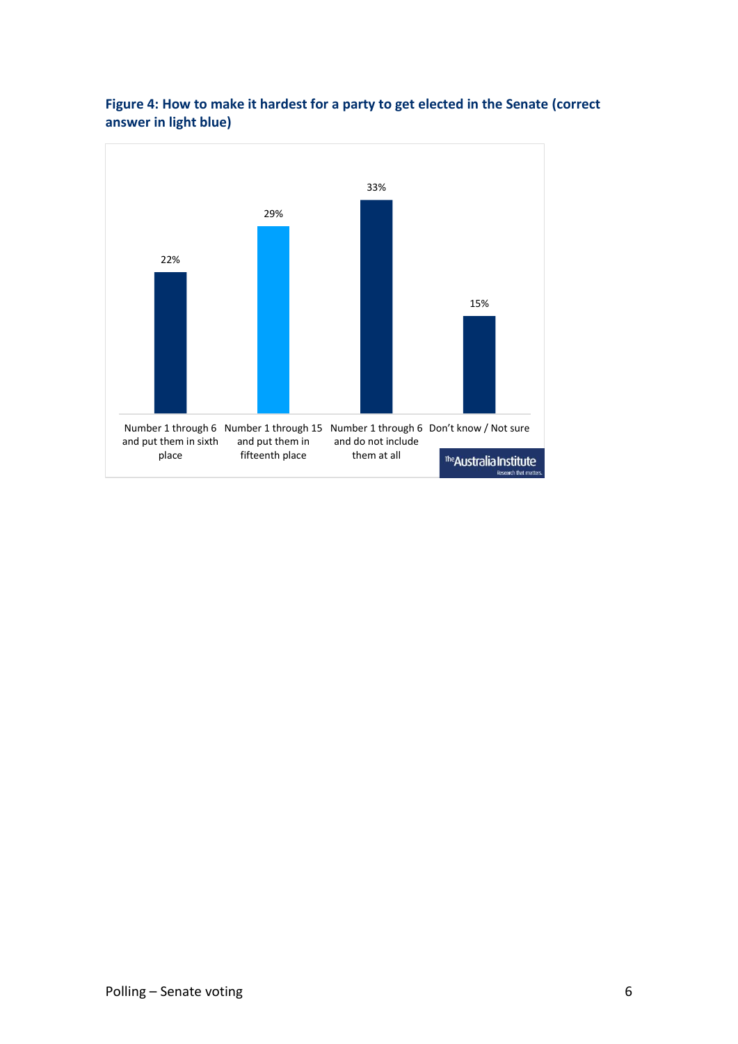**Figure 4: How to make it hardest for a party to get elected in the Senate (correct answer in light blue)**

| Response | % |
|---|---|
| Number 1 through 6 and put them in sixth place | 22% |
| Number 1 through 15 and put them in fifteenth place | 29% |
| Number 1 through 6 and do not include them at all | 33% |
| Don't know / Not sure | 15% |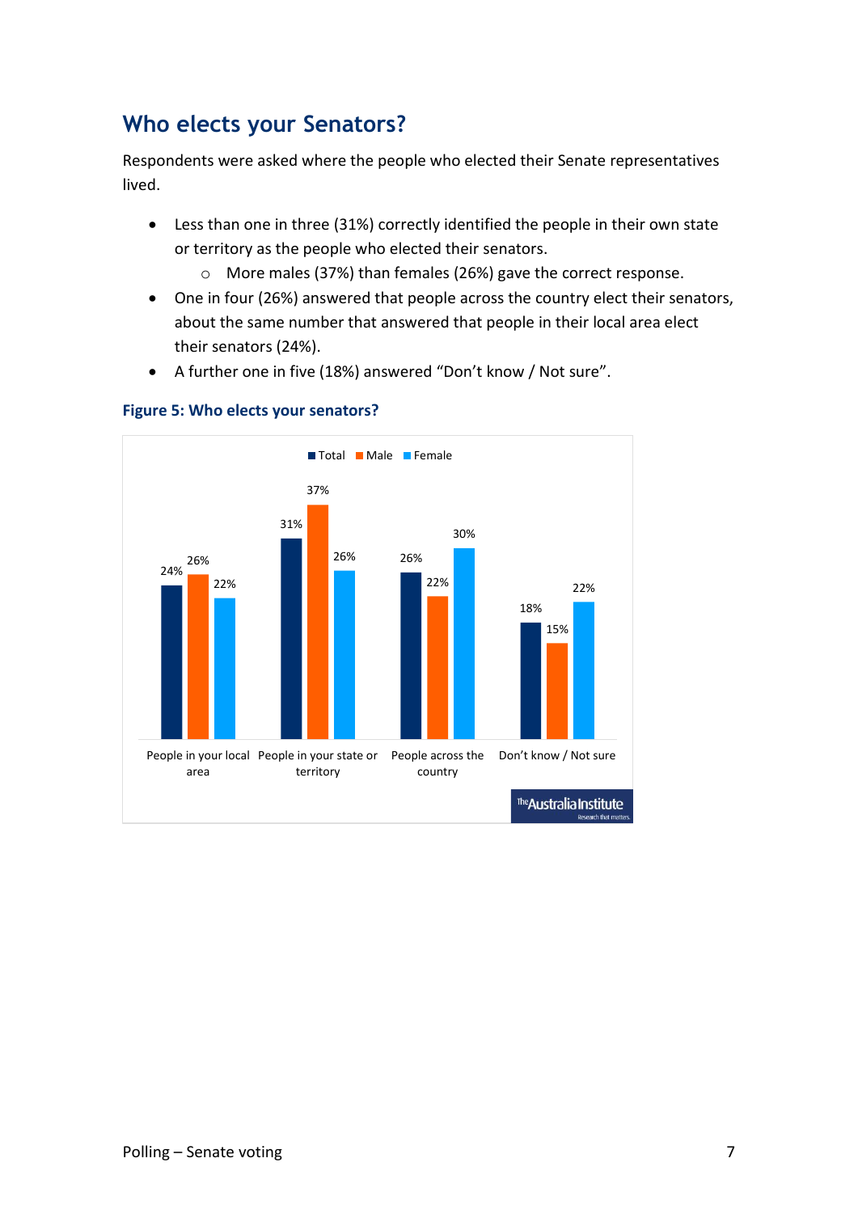## Who elects your Senators?

Respondents were asked where the people who elected their Senate representatives lived.

- Less than one in three (31%) correctly identified the people in their own state or territory as the people who elected their senators.
    - More males (37%) than females (26%) gave the correct response.
- One in four (26%) answered that people across the country elect their senators, about the same number that answered that people in their local area elect their senators (24%).
- A further one in five (18%) answered "Don't know / Not sure".

**Figure 5: Who elects your senators?**

| | Total | Male | Female |
|---|---|---|---|
| People in your local area | 24% | 26% | 22% |
| People in your state or territory | 31% | 37% | 26% |
| People across the country | 26% | 22% | 30% |
| Don't know / Not sure | 18% | 15% | 22% |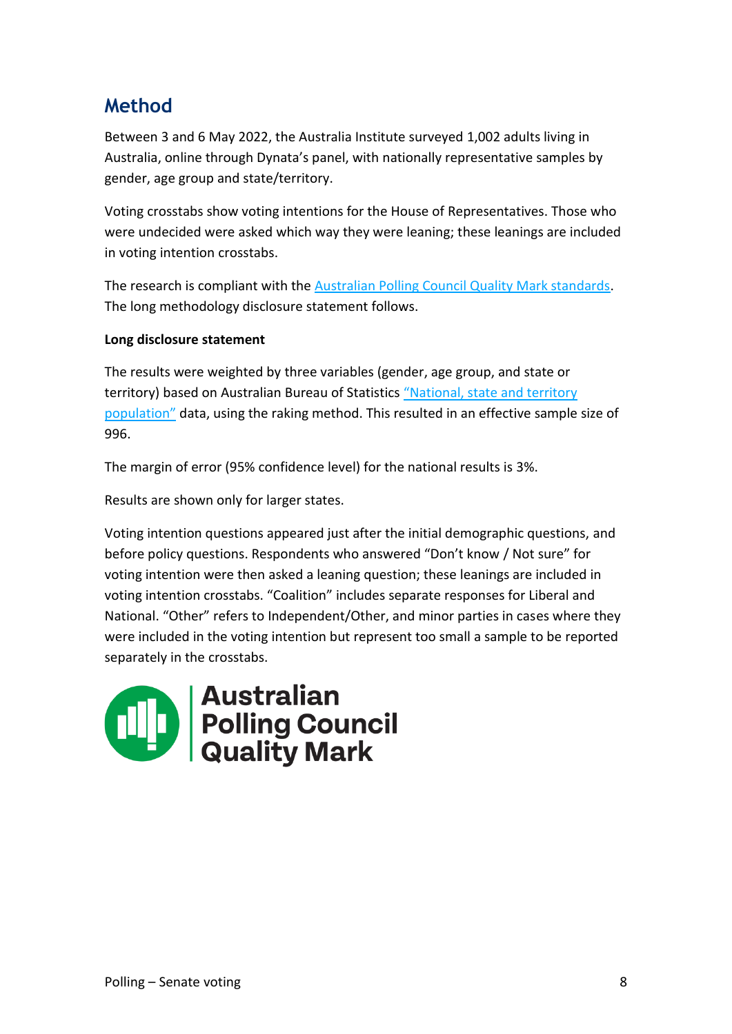## Method

Between 3 and 6 May 2022, the Australia Institute surveyed 1,002 adults living in Australia, online through Dynata's panel, with nationally representative samples by gender, age group and state/territory.

Voting crosstabs show voting intentions for the House of Representatives. Those who were undecided were asked which way they were leaning; these leanings are included in voting intention crosstabs.

The research is compliant with the Australian Polling Council Quality Mark standards. The long methodology disclosure statement follows.

**Long disclosure statement**

The results were weighted by three variables (gender, age group, and state or territory) based on Australian Bureau of Statistics "National, state and territory population" data, using the raking method. This resulted in an effective sample size of 996.

The margin of error (95% confidence level) for the national results is 3%.

Results are shown only for larger states.

Voting intention questions appeared just after the initial demographic questions, and before policy questions. Respondents who answered "Don't know / Not sure" for voting intention were then asked a leaning question; these leanings are included in voting intention crosstabs. "Coalition" includes separate responses for Liberal and National. "Other" refers to Independent/Other, and minor parties in cases where they were included in the voting intention but represent too small a sample to be reported separately in the crosstabs.

Australian Polling Council Quality Mark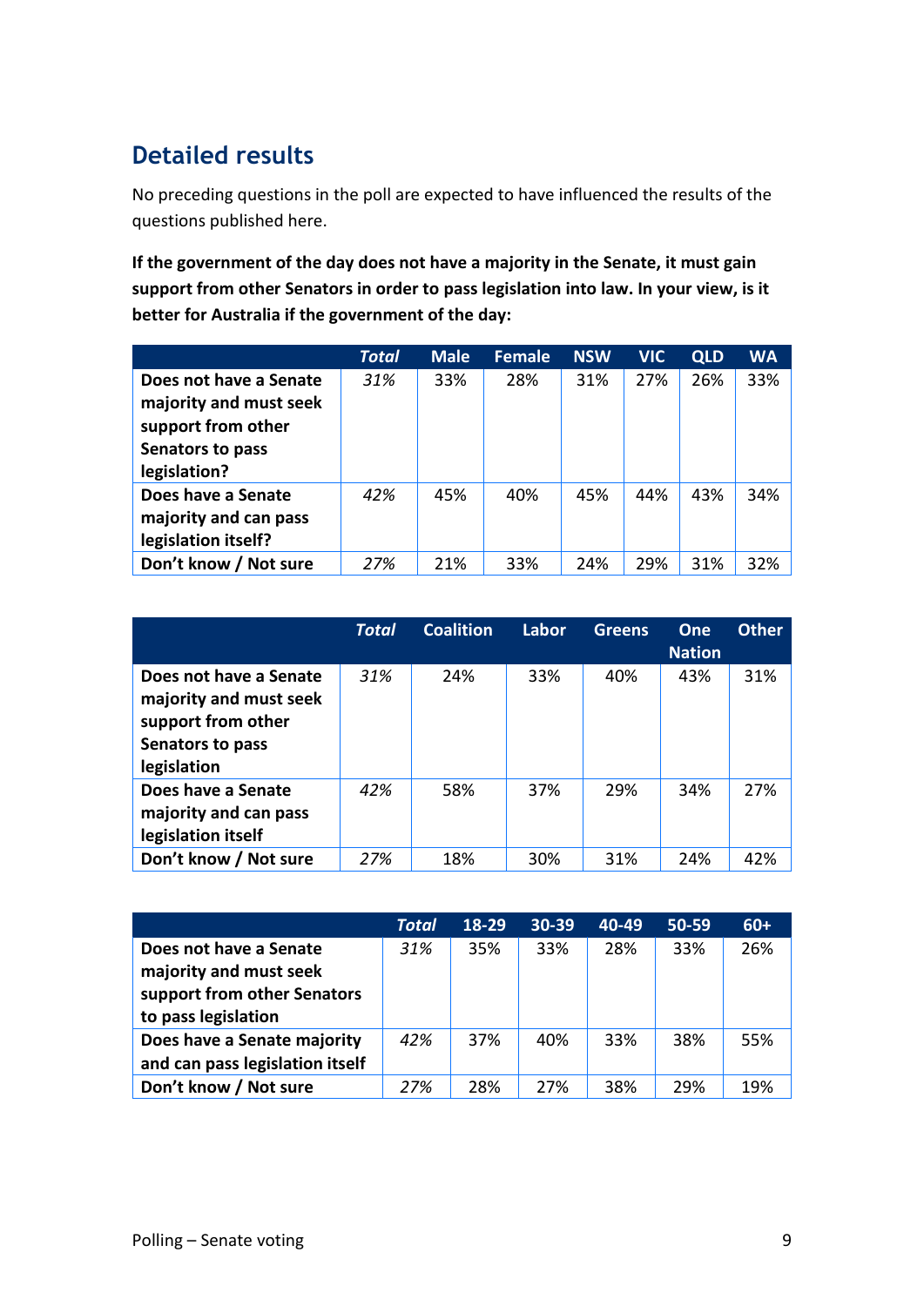## Detailed results

No preceding questions in the poll are expected to have influenced the results of the questions published here.

**If the government of the day does not have a majority in the Senate, it must gain support from other Senators in order to pass legislation into law. In your view, is it better for Australia if the government of the day:**

| | *Total* | Male | Female | NSW | VIC | QLD | WA |
|---|---|---|---|---|---|---|---|
| **Does not have a Senate majority and must seek support from other Senators to pass legislation?** | *31%* | 33% | 28% | 31% | 27% | 26% | 33% |
| **Does have a Senate majority and can pass legislation itself?** | *42%* | 45% | 40% | 45% | 44% | 43% | 34% |
| **Don't know / Not sure** | *27%* | 21% | 33% | 24% | 29% | 31% | 32% |

| | *Total* | Coalition | Labor | Greens | One Nation | Other |
|---|---|---|---|---|---|---|
| **Does not have a Senate majority and must seek support from other Senators to pass legislation** | *31%* | 24% | 33% | 40% | 43% | 31% |
| **Does have a Senate majority and can pass legislation itself** | *42%* | 58% | 37% | 29% | 34% | 27% |
| **Don't know / Not sure** | *27%* | 18% | 30% | 31% | 24% | 42% |

| | *Total* | 18-29 | 30-39 | 40-49 | 50-59 | 60+ |
|---|---|---|---|---|---|---|
| **Does not have a Senate majority and must seek support from other Senators to pass legislation** | *31%* | 35% | 33% | 28% | 33% | 26% |
| **Does have a Senate majority and can pass legislation itself** | *42%* | 37% | 40% | 33% | 38% | 55% |
| **Don't know / Not sure** | *27%* | 28% | 27% | 38% | 29% | 19% |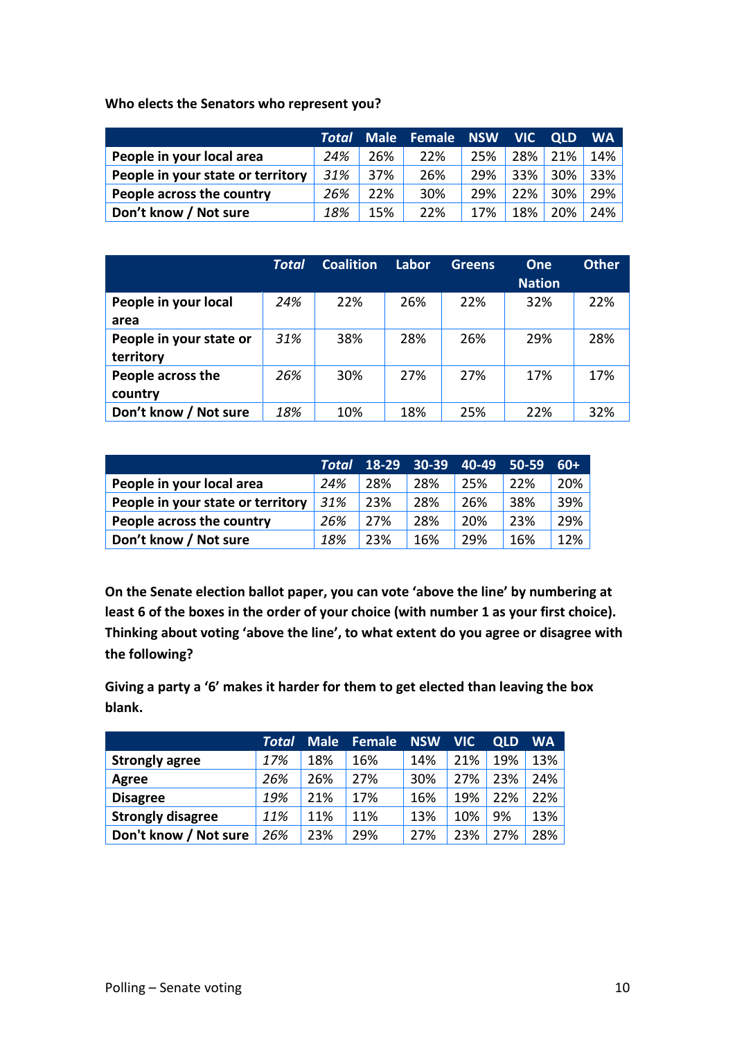**Who elects the Senators who represent you?**

| | *Total* | Male | Female | NSW | VIC | QLD | WA |
|---|---|---|---|---|---|---|---|
| **People in your local area** | *24%* | 26% | 22% | 25% | 28% | 21% | 14% |
| **People in your state or territory** | *31%* | 37% | 26% | 29% | 33% | 30% | 33% |
| **People across the country** | *26%* | 22% | 30% | 29% | 22% | 30% | 29% |
| **Don't know / Not sure** | *18%* | 15% | 22% | 17% | 18% | 20% | 24% |

| | *Total* | Coalition | Labor | Greens | One Nation | Other |
|---|---|---|---|---|---|---|
| **People in your local area** | *24%* | 22% | 26% | 22% | 32% | 22% |
| **People in your state or territory** | *31%* | 38% | 28% | 26% | 29% | 28% |
| **People across the country** | *26%* | 30% | 27% | 27% | 17% | 17% |
| **Don't know / Not sure** | *18%* | 10% | 18% | 25% | 22% | 32% |

| | *Total* | 18-29 | 30-39 | 40-49 | 50-59 | 60+ |
|---|---|---|---|---|---|---|
| **People in your local area** | *24%* | 28% | 28% | 25% | 22% | 20% |
| **People in your state or territory** | *31%* | 23% | 28% | 26% | 38% | 39% |
| **People across the country** | *26%* | 27% | 28% | 20% | 23% | 29% |
| **Don't know / Not sure** | *18%* | 23% | 16% | 29% | 16% | 12% |

**On the Senate election ballot paper, you can vote 'above the line' by numbering at least 6 of the boxes in the order of your choice (with number 1 as your first choice). Thinking about voting 'above the line', to what extent do you agree or disagree with the following?**

**Giving a party a '6' makes it harder for them to get elected than leaving the box blank.**

| | *Total* | Male | Female | NSW | VIC | QLD | WA |
|---|---|---|---|---|---|---|---|
| **Strongly agree** | *17%* | 18% | 16% | 14% | 21% | 19% | 13% |
| **Agree** | *26%* | 26% | 27% | 30% | 27% | 23% | 24% |
| **Disagree** | *19%* | 21% | 17% | 16% | 19% | 22% | 22% |
| **Strongly disagree** | *11%* | 11% | 11% | 13% | 10% | 9% | 13% |
| **Don't know / Not sure** | *26%* | 23% | 29% | 27% | 23% | 27% | 28% |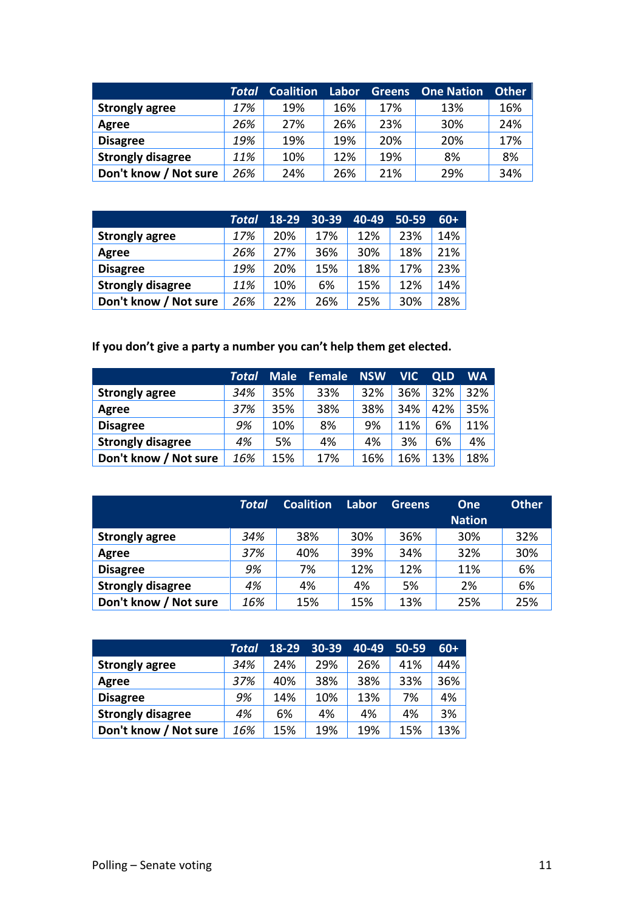| | *Total* | Coalition | Labor | Greens | One Nation | Other |
|---|---|---|---|---|---|---|
| **Strongly agree** | *17%* | 19% | 16% | 17% | 13% | 16% |
| **Agree** | *26%* | 27% | 26% | 23% | 30% | 24% |
| **Disagree** | *19%* | 19% | 19% | 20% | 20% | 17% |
| **Strongly disagree** | *11%* | 10% | 12% | 19% | 8% | 8% |
| **Don't know / Not sure** | *26%* | 24% | 26% | 21% | 29% | 34% |

| | *Total* | 18-29 | 30-39 | 40-49 | 50-59 | 60+ |
|---|---|---|---|---|---|---|
| **Strongly agree** | *17%* | 20% | 17% | 12% | 23% | 14% |
| **Agree** | *26%* | 27% | 36% | 30% | 18% | 21% |
| **Disagree** | *19%* | 20% | 15% | 18% | 17% | 23% |
| **Strongly disagree** | *11%* | 10% | 6% | 15% | 12% | 14% |
| **Don't know / Not sure** | *26%* | 22% | 26% | 25% | 30% | 28% |

**If you don't give a party a number you can't help them get elected.**

| | *Total* | Male | Female | NSW | VIC | QLD | WA |
|---|---|---|---|---|---|---|---|
| **Strongly agree** | *34%* | 35% | 33% | 32% | 36% | 32% | 32% |
| **Agree** | *37%* | 35% | 38% | 38% | 34% | 42% | 35% |
| **Disagree** | *9%* | 10% | 8% | 9% | 11% | 6% | 11% |
| **Strongly disagree** | *4%* | 5% | 4% | 4% | 3% | 6% | 4% |
| **Don't know / Not sure** | *16%* | 15% | 17% | 16% | 16% | 13% | 18% |

| | *Total* | Coalition | Labor | Greens | One Nation | Other |
|---|---|---|---|---|---|---|
| **Strongly agree** | *34%* | 38% | 30% | 36% | 30% | 32% |
| **Agree** | *37%* | 40% | 39% | 34% | 32% | 30% |
| **Disagree** | *9%* | 7% | 12% | 12% | 11% | 6% |
| **Strongly disagree** | *4%* | 4% | 4% | 5% | 2% | 6% |
| **Don't know / Not sure** | *16%* | 15% | 15% | 13% | 25% | 25% |

| | *Total* | 18-29 | 30-39 | 40-49 | 50-59 | 60+ |
|---|---|---|---|---|---|---|
| **Strongly agree** | *34%* | 24% | 29% | 26% | 41% | 44% |
| **Agree** | *37%* | 40% | 38% | 38% | 33% | 36% |
| **Disagree** | *9%* | 14% | 10% | 13% | 7% | 4% |
| **Strongly disagree** | *4%* | 6% | 4% | 4% | 4% | 3% |
| **Don't know / Not sure** | *16%* | 15% | 19% | 19% | 15% | 13% |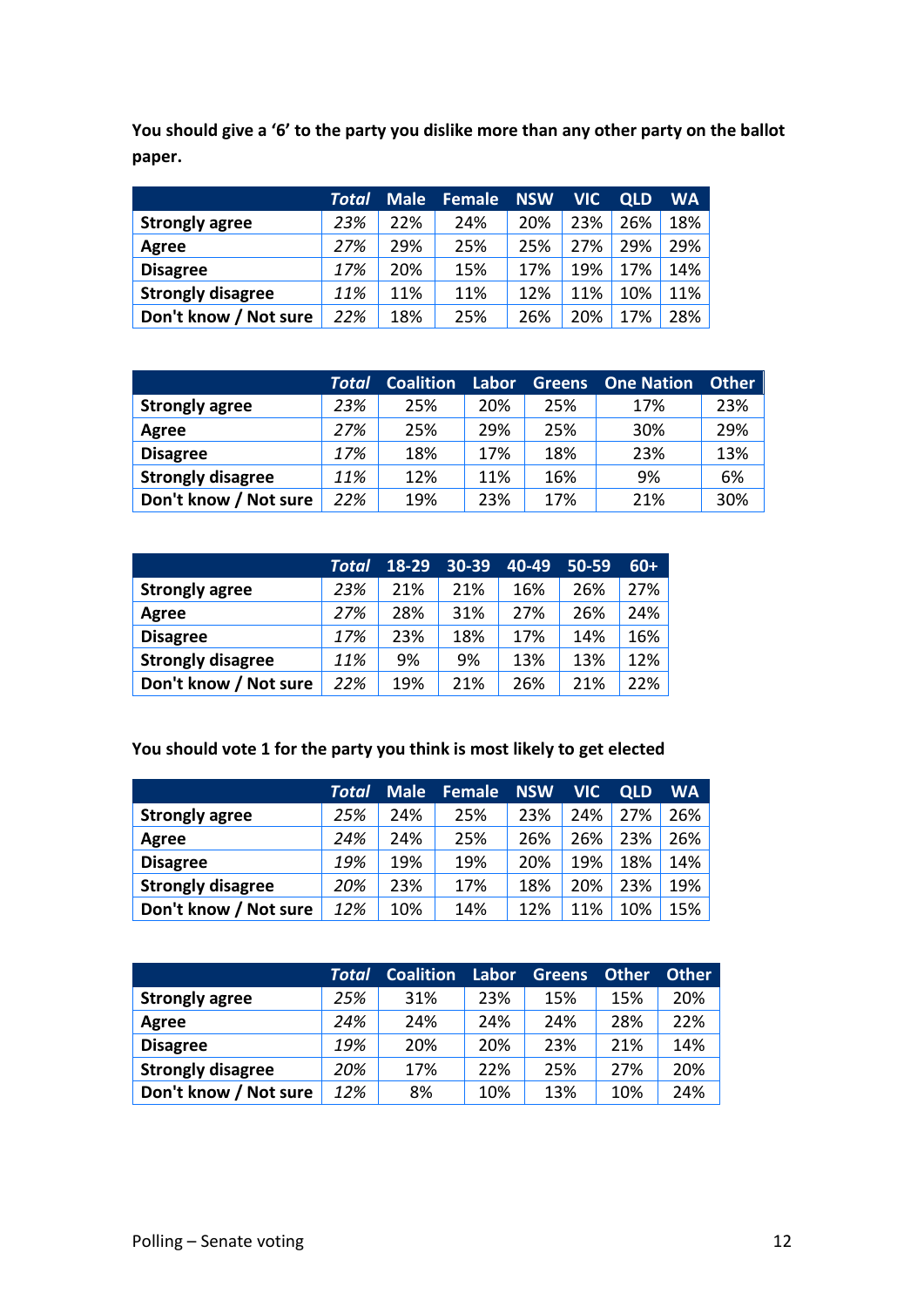**You should give a '6' to the party you dislike more than any other party on the ballot paper.**

| | *Total* | Male | Female | NSW | VIC | QLD | WA |
|---|---|---|---|---|---|---|---|
| **Strongly agree** | *23%* | 22% | 24% | 20% | 23% | 26% | 18% |
| **Agree** | *27%* | 29% | 25% | 25% | 27% | 29% | 29% |
| **Disagree** | *17%* | 20% | 15% | 17% | 19% | 17% | 14% |
| **Strongly disagree** | *11%* | 11% | 11% | 12% | 11% | 10% | 11% |
| **Don't know / Not sure** | *22%* | 18% | 25% | 26% | 20% | 17% | 28% |

| | *Total* | Coalition | Labor | Greens | One Nation | Other |
|---|---|---|---|---|---|---|
| **Strongly agree** | *23%* | 25% | 20% | 25% | 17% | 23% |
| **Agree** | *27%* | 25% | 29% | 25% | 30% | 29% |
| **Disagree** | *17%* | 18% | 17% | 18% | 23% | 13% |
| **Strongly disagree** | *11%* | 12% | 11% | 16% | 9% | 6% |
| **Don't know / Not sure** | *22%* | 19% | 23% | 17% | 21% | 30% |

| | *Total* | 18-29 | 30-39 | 40-49 | 50-59 | 60+ |
|---|---|---|---|---|---|---|
| **Strongly agree** | *23%* | 21% | 21% | 16% | 26% | 27% |
| **Agree** | *27%* | 28% | 31% | 27% | 26% | 24% |
| **Disagree** | *17%* | 23% | 18% | 17% | 14% | 16% |
| **Strongly disagree** | *11%* | 9% | 9% | 13% | 13% | 12% |
| **Don't know / Not sure** | *22%* | 19% | 21% | 26% | 21% | 22% |

**You should vote 1 for the party you think is most likely to get elected**

| | *Total* | Male | Female | NSW | VIC | QLD | WA |
|---|---|---|---|---|---|---|---|
| **Strongly agree** | *25%* | 24% | 25% | 23% | 24% | 27% | 26% |
| **Agree** | *24%* | 24% | 25% | 26% | 26% | 23% | 26% |
| **Disagree** | *19%* | 19% | 19% | 20% | 19% | 18% | 14% |
| **Strongly disagree** | *20%* | 23% | 17% | 18% | 20% | 23% | 19% |
| **Don't know / Not sure** | *12%* | 10% | 14% | 12% | 11% | 10% | 15% |

| | *Total* | Coalition | Labor | Greens | Other | Other |
|---|---|---|---|---|---|---|
| **Strongly agree** | *25%* | 31% | 23% | 15% | 15% | 20% |
| **Agree** | *24%* | 24% | 24% | 24% | 28% | 22% |
| **Disagree** | *19%* | 20% | 20% | 23% | 21% | 14% |
| **Strongly disagree** | *20%* | 17% | 22% | 25% | 27% | 20% |
| **Don't know / Not sure** | *12%* | 8% | 10% | 13% | 10% | 24% |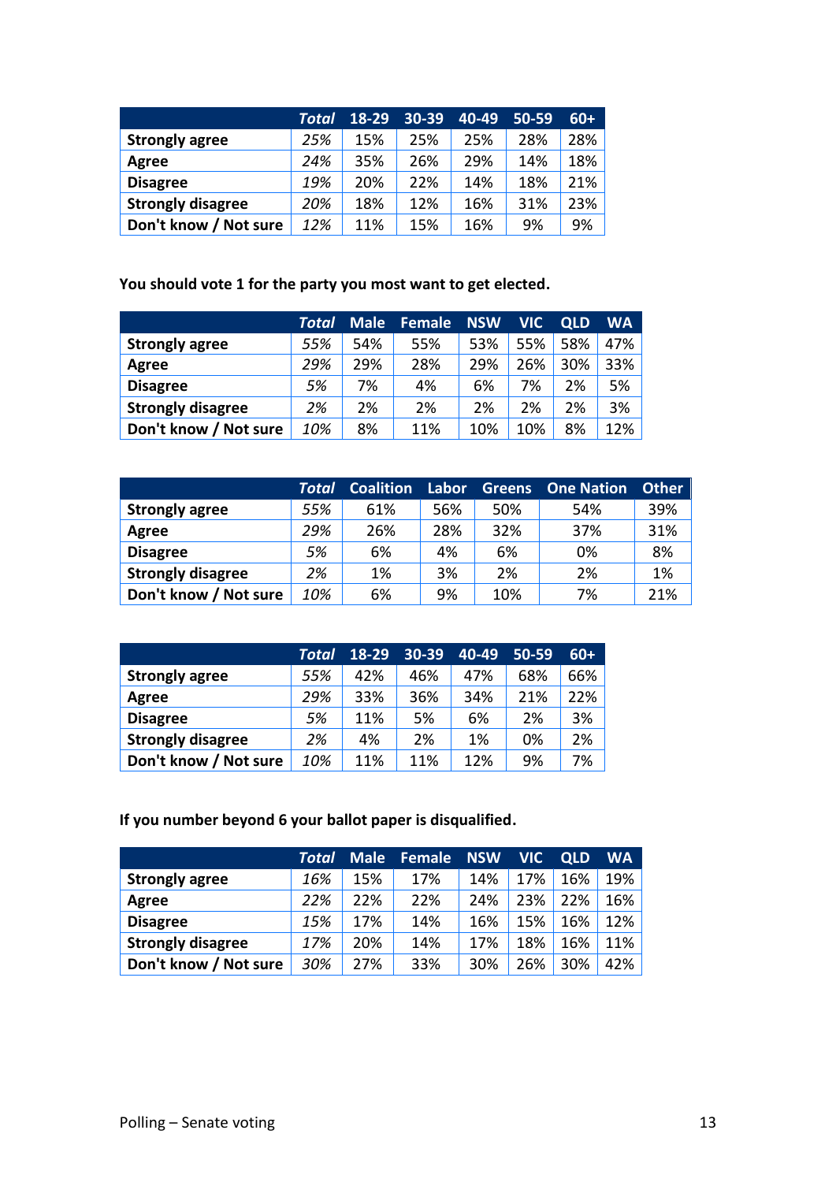| | *Total* | 18-29 | 30-39 | 40-49 | 50-59 | 60+ |
|---|---|---|---|---|---|---|
| **Strongly agree** | *25%* | 15% | 25% | 25% | 28% | 28% |
| **Agree** | *24%* | 35% | 26% | 29% | 14% | 18% |
| **Disagree** | *19%* | 20% | 22% | 14% | 18% | 21% |
| **Strongly disagree** | *20%* | 18% | 12% | 16% | 31% | 23% |
| **Don't know / Not sure** | *12%* | 11% | 15% | 16% | 9% | 9% |

**You should vote 1 for the party you most want to get elected.**

| | *Total* | Male | Female | NSW | VIC | QLD | WA |
|---|---|---|---|---|---|---|---|
| **Strongly agree** | *55%* | 54% | 55% | 53% | 55% | 58% | 47% |
| **Agree** | *29%* | 29% | 28% | 29% | 26% | 30% | 33% |
| **Disagree** | *5%* | 7% | 4% | 6% | 7% | 2% | 5% |
| **Strongly disagree** | *2%* | 2% | 2% | 2% | 2% | 2% | 3% |
| **Don't know / Not sure** | *10%* | 8% | 11% | 10% | 10% | 8% | 12% |

| | *Total* | Coalition | Labor | Greens | One Nation | Other |
|---|---|---|---|---|---|---|
| **Strongly agree** | *55%* | 61% | 56% | 50% | 54% | 39% |
| **Agree** | *29%* | 26% | 28% | 32% | 37% | 31% |
| **Disagree** | *5%* | 6% | 4% | 6% | 0% | 8% |
| **Strongly disagree** | *2%* | 1% | 3% | 2% | 2% | 1% |
| **Don't know / Not sure** | *10%* | 6% | 9% | 10% | 7% | 21% |

| | *Total* | 18-29 | 30-39 | 40-49 | 50-59 | 60+ |
|---|---|---|---|---|---|---|
| **Strongly agree** | *55%* | 42% | 46% | 47% | 68% | 66% |
| **Agree** | *29%* | 33% | 36% | 34% | 21% | 22% |
| **Disagree** | *5%* | 11% | 5% | 6% | 2% | 3% |
| **Strongly disagree** | *2%* | 4% | 2% | 1% | 0% | 2% |
| **Don't know / Not sure** | *10%* | 11% | 11% | 12% | 9% | 7% |

**If you number beyond 6 your ballot paper is disqualified.**

| | *Total* | Male | Female | NSW | VIC | QLD | WA |
|---|---|---|---|---|---|---|---|
| **Strongly agree** | *16%* | 15% | 17% | 14% | 17% | 16% | 19% |
| **Agree** | *22%* | 22% | 22% | 24% | 23% | 22% | 16% |
| **Disagree** | *15%* | 17% | 14% | 16% | 15% | 16% | 12% |
| **Strongly disagree** | *17%* | 20% | 14% | 17% | 18% | 16% | 11% |
| **Don't know / Not sure** | *30%* | 27% | 33% | 30% | 26% | 30% | 42% |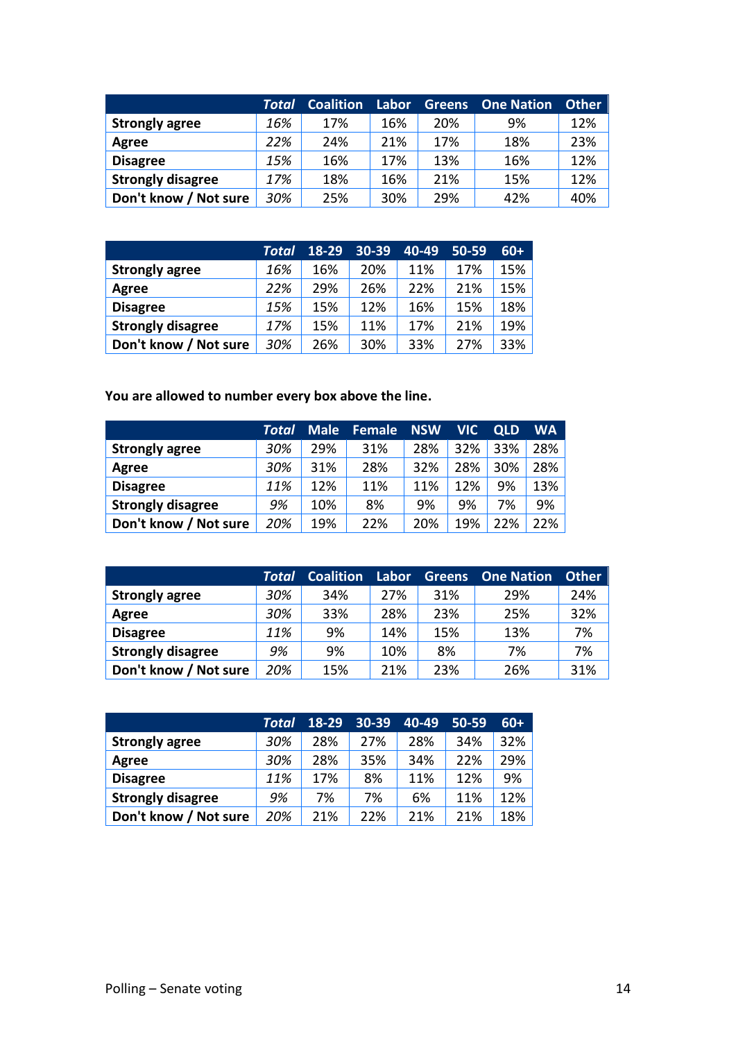| | *Total* | Coalition | Labor | Greens | One Nation | Other |
|---|---|---|---|---|---|---|
| **Strongly agree** | *16%* | 17% | 16% | 20% | 9% | 12% |
| **Agree** | *22%* | 24% | 21% | 17% | 18% | 23% |
| **Disagree** | *15%* | 16% | 17% | 13% | 16% | 12% |
| **Strongly disagree** | *17%* | 18% | 16% | 21% | 15% | 12% |
| **Don't know / Not sure** | *30%* | 25% | 30% | 29% | 42% | 40% |

| | *Total* | 18-29 | 30-39 | 40-49 | 50-59 | 60+ |
|---|---|---|---|---|---|---|
| **Strongly agree** | *16%* | 16% | 20% | 11% | 17% | 15% |
| **Agree** | *22%* | 29% | 26% | 22% | 21% | 15% |
| **Disagree** | *15%* | 15% | 12% | 16% | 15% | 18% |
| **Strongly disagree** | *17%* | 15% | 11% | 17% | 21% | 19% |
| **Don't know / Not sure** | *30%* | 26% | 30% | 33% | 27% | 33% |

**You are allowed to number every box above the line.**

| | *Total* | Male | Female | NSW | VIC | QLD | WA |
|---|---|---|---|---|---|---|---|
| **Strongly agree** | *30%* | 29% | 31% | 28% | 32% | 33% | 28% |
| **Agree** | *30%* | 31% | 28% | 32% | 28% | 30% | 28% |
| **Disagree** | *11%* | 12% | 11% | 11% | 12% | 9% | 13% |
| **Strongly disagree** | *9%* | 10% | 8% | 9% | 9% | 7% | 9% |
| **Don't know / Not sure** | *20%* | 19% | 22% | 20% | 19% | 22% | 22% |

| | *Total* | Coalition | Labor | Greens | One Nation | Other |
|---|---|---|---|---|---|---|
| **Strongly agree** | *30%* | 34% | 27% | 31% | 29% | 24% |
| **Agree** | *30%* | 33% | 28% | 23% | 25% | 32% |
| **Disagree** | *11%* | 9% | 14% | 15% | 13% | 7% |
| **Strongly disagree** | *9%* | 9% | 10% | 8% | 7% | 7% |
| **Don't know / Not sure** | *20%* | 15% | 21% | 23% | 26% | 31% |

| | *Total* | 18-29 | 30-39 | 40-49 | 50-59 | 60+ |
|---|---|---|---|---|---|---|
| **Strongly agree** | *30%* | 28% | 27% | 28% | 34% | 32% |
| **Agree** | *30%* | 28% | 35% | 34% | 22% | 29% |
| **Disagree** | *11%* | 17% | 8% | 11% | 12% | 9% |
| **Strongly disagree** | *9%* | 7% | 7% | 6% | 11% | 12% |
| **Don't know / Not sure** | *20%* | 21% | 22% | 21% | 21% | 18% |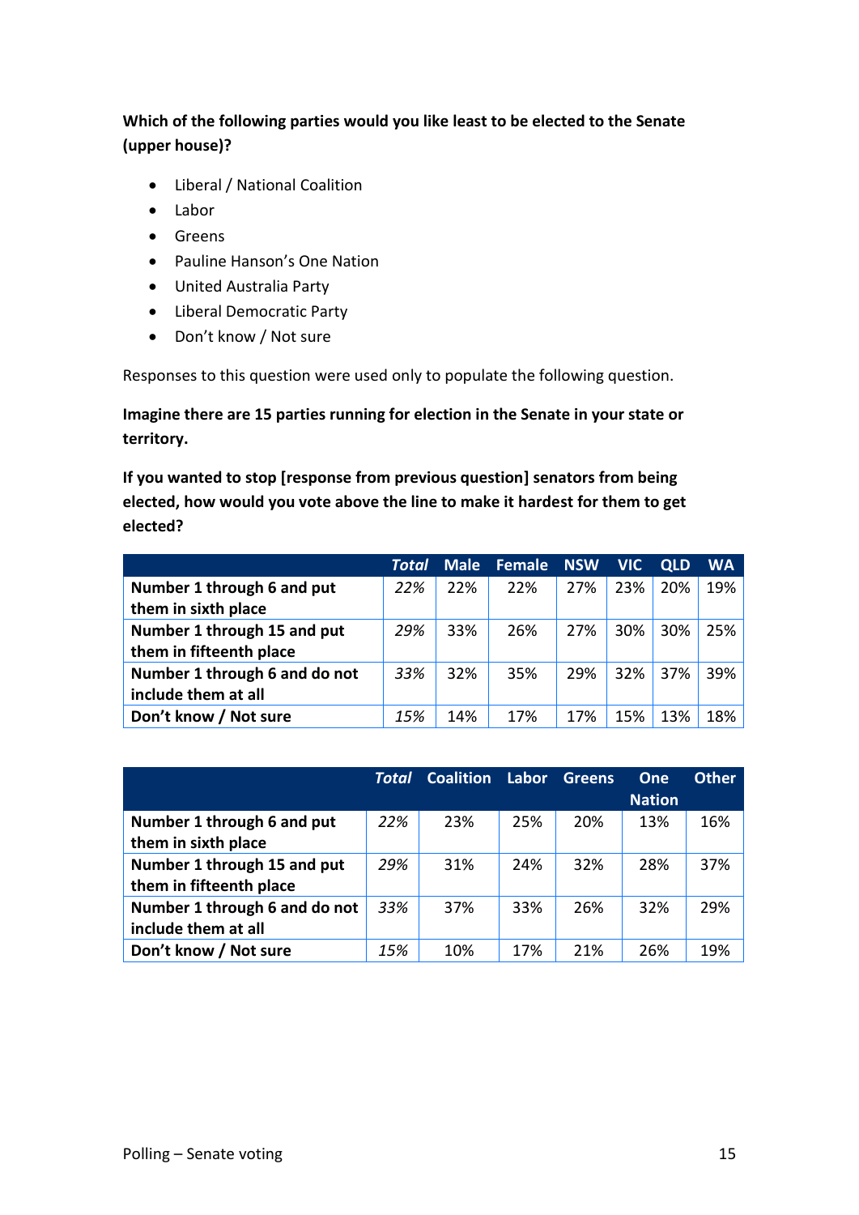**Which of the following parties would you like least to be elected to the Senate (upper house)?**

- Liberal / National Coalition
- Labor
- Greens
- Pauline Hanson's One Nation
- United Australia Party
- Liberal Democratic Party
- Don't know / Not sure

Responses to this question were used only to populate the following question.

**Imagine there are 15 parties running for election in the Senate in your state or territory.**

**If you wanted to stop [response from previous question] senators from being elected, how would you vote above the line to make it hardest for them to get elected?**

| | *Total* | Male | Female | NSW | VIC | QLD | WA |
|---|---|---|---|---|---|---|---|
| **Number 1 through 6 and put them in sixth place** | *22%* | 22% | 22% | 27% | 23% | 20% | 19% |
| **Number 1 through 15 and put them in fifteenth place** | *29%* | 33% | 26% | 27% | 30% | 30% | 25% |
| **Number 1 through 6 and do not include them at all** | *33%* | 32% | 35% | 29% | 32% | 37% | 39% |
| **Don't know / Not sure** | *15%* | 14% | 17% | 17% | 15% | 13% | 18% |

| | *Total* | Coalition | Labor | Greens | One Nation | Other |
|---|---|---|---|---|---|---|
| **Number 1 through 6 and put them in sixth place** | *22%* | 23% | 25% | 20% | 13% | 16% |
| **Number 1 through 15 and put them in fifteenth place** | *29%* | 31% | 24% | 32% | 28% | 37% |
| **Number 1 through 6 and do not include them at all** | *33%* | 37% | 33% | 26% | 32% | 29% |
| **Don't know / Not sure** | *15%* | 10% | 17% | 21% | 26% | 19% |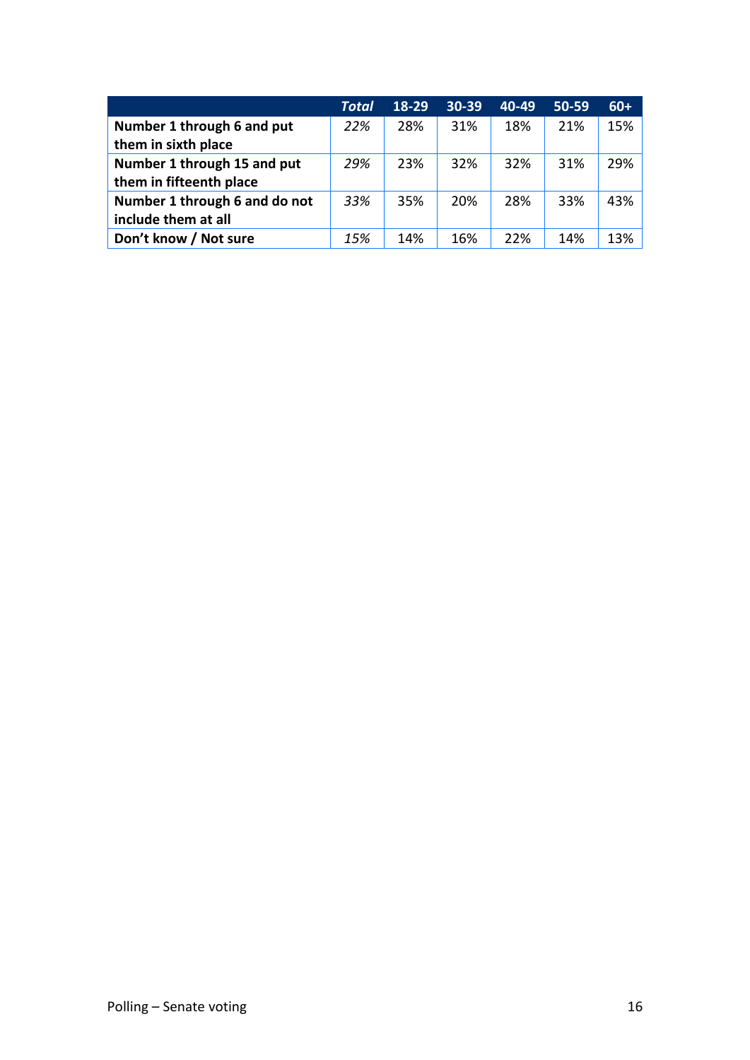| | *Total* | 18-29 | 30-39 | 40-49 | 50-59 | 60+ |
|---|---|---|---|---|---|---|
| **Number 1 through 6 and put them in sixth place** | *22%* | 28% | 31% | 18% | 21% | 15% |
| **Number 1 through 15 and put them in fifteenth place** | *29%* | 23% | 32% | 32% | 31% | 29% |
| **Number 1 through 6 and do not include them at all** | *33%* | 35% | 20% | 28% | 33% | 43% |
| **Don't know / Not sure** | *15%* | 14% | 16% | 22% | 14% | 13% |